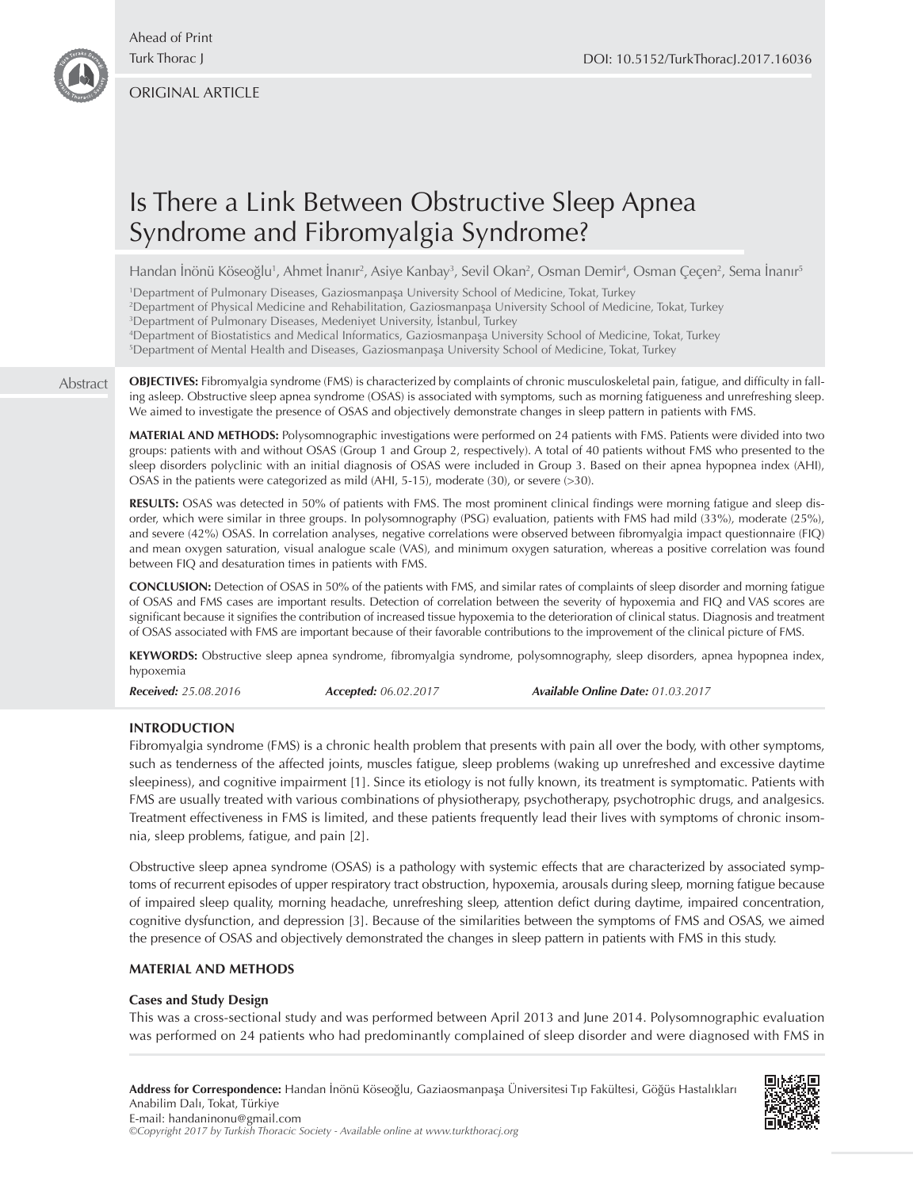ORIGINAL ARTICLE

# Is There a Link Between Obstructive Sleep Apnea Syndrome and Fibromyalgia Syndrome?

Handan İnönü Köseoğlu[1], Ahmet İnanır[2], Asiye Kanbay[3], Sevil Okan[2], Osman Demir[4], Osman Çeçen[2], Sema İnanır[5]

[1]Department of Pulmonary Diseases, Gaziosmanpaşa University School of Medicine, Tokat, Turkey
[2]Department of Physical Medicine and Rehabilitation, Gaziosmanpaşa University School of Medicine, Tokat, Turkey
[3]Department of Pulmonary Diseases, Medeniyet University, İstanbul, Turkey
[4]Department of Biostatistics and Medical Informatics, Gaziosmanpaşa University School of Medicine, Tokat, Turkey
[5]Department of Mental Health and Diseases, Gaziosmanpaşa University School of Medicine, Tokat, Turkey

## Abstract

**OBJECTIVES:** Fibromyalgia syndrome (FMS) is characterized by complaints of chronic musculoskeletal pain, fatigue, and difficulty in falling asleep. Obstructive sleep apnea syndrome (OSAS) is associated with symptoms, such as morning fatigueness and unrefreshing sleep. We aimed to investigate the presence of OSAS and objectively demonstrate changes in sleep pattern in patients with FMS.

**MATERIAL AND METHODS:** Polysomnographic investigations were performed on 24 patients with FMS. Patients were divided into two groups: patients with and without OSAS (Group 1 and Group 2, respectively). A total of 40 patients without FMS who presented to the sleep disorders polyclinic with an initial diagnosis of OSAS were included in Group 3. Based on their apnea hypopnea index (AHI), OSAS in the patients were categorized as mild (AHI, 5-15), moderate (30), or severe (>30).

**RESULTS:** OSAS was detected in 50% of patients with FMS. The most prominent clinical findings were morning fatigue and sleep disorder, which were similar in three groups. In polysomnography (PSG) evaluation, patients with FMS had mild (33%), moderate (25%), and severe (42%) OSAS. In correlation analyses, negative correlations were observed between fibromyalgia impact questionnaire (FIQ) and mean oxygen saturation, visual analogue scale (VAS), and minimum oxygen saturation, whereas a positive correlation was found between FIQ and desaturation times in patients with FMS.

**CONCLUSION:** Detection of OSAS in 50% of the patients with FMS, and similar rates of complaints of sleep disorder and morning fatigue of OSAS and FMS cases are important results. Detection of correlation between the severity of hypoxemia and FIQ and VAS scores are significant because it signifies the contribution of increased tissue hypoxemia to the deterioration of clinical status. Diagnosis and treatment of OSAS associated with FMS are important because of their favorable contributions to the improvement of the clinical picture of FMS.

**KEYWORDS:** Obstructive sleep apnea syndrome, fibromyalgia syndrome, polysomnography, sleep disorders, apnea hypopnea index, hypoxemia

*Received: 25.08.2016* *Accepted: 06.02.2017* *Available Online Date: 01.03.2017*

## INTRODUCTION

Fibromyalgia syndrome (FMS) is a chronic health problem that presents with pain all over the body, with other symptoms, such as tenderness of the affected joints, muscles fatigue, sleep problems (waking up unrefreshed and excessive daytime sleepiness), and cognitive impairment [1]. Since its etiology is not fully known, its treatment is symptomatic. Patients with FMS are usually treated with various combinations of physiotherapy, psychotherapy, psychotrophic drugs, and analgesics. Treatment effectiveness in FMS is limited, and these patients frequently lead their lives with symptoms of chronic insomnia, sleep problems, fatigue, and pain [2].

Obstructive sleep apnea syndrome (OSAS) is a pathology with systemic effects that are characterized by associated symptoms of recurrent episodes of upper respiratory tract obstruction, hypoxemia, arousals during sleep, morning fatigue because of impaired sleep quality, morning headache, unrefreshing sleep, attention defict during daytime, impaired concentration, cognitive dysfunction, and depression [3]. Because of the similarities between the symptoms of FMS and OSAS, we aimed the presence of OSAS and objectively demonstrated the changes in sleep pattern in patients with FMS in this study.

## MATERIAL AND METHODS

### Cases and Study Design

This was a cross-sectional study and was performed between April 2013 and June 2014. Polysomnographic evaluation was performed on 24 patients who had predominantly complained of sleep disorder and were diagnosed with FMS in

**Address for Correspondence:** Handan İnönü Köseoğlu, Gaziaosmanpaşa Üniversitesi Tıp Fakültesi, Göğüs Hastalıkları Anabilim Dalı, Tokat, Türkiye
E-mail: handaninonu@gmail.com
*©Copyright 2017 by Turkish Thoracic Society - Available online at www.turkthoracj.org*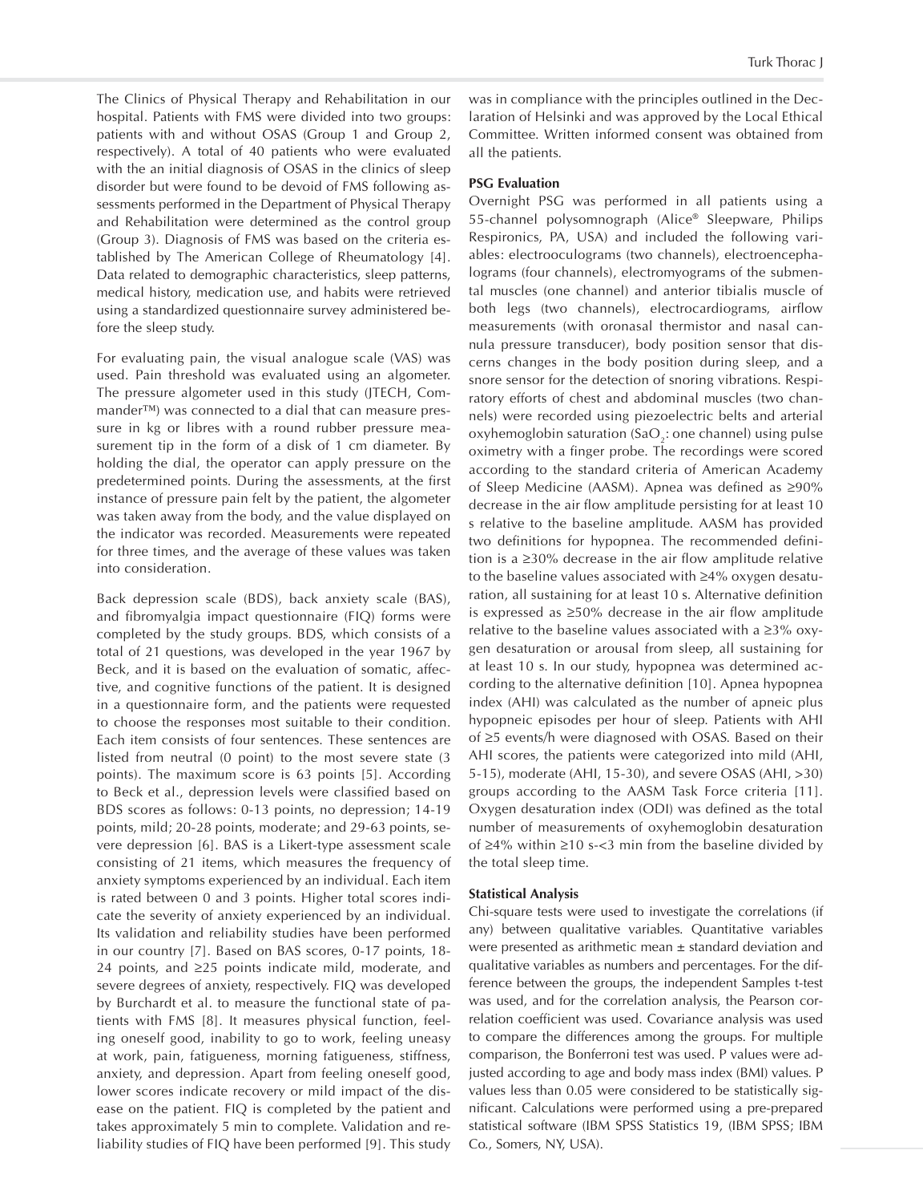The Clinics of Physical Therapy and Rehabilitation in our hospital. Patients with FMS were divided into two groups: patients with and without OSAS (Group 1 and Group 2, respectively). A total of 40 patients who were evaluated with the an initial diagnosis of OSAS in the clinics of sleep disorder but were found to be devoid of FMS following assessments performed in the Department of Physical Therapy and Rehabilitation were determined as the control group (Group 3). Diagnosis of FMS was based on the criteria established by The American College of Rheumatology [4]. Data related to demographic characteristics, sleep patterns, medical history, medication use, and habits were retrieved using a standardized questionnaire survey administered before the sleep study.

For evaluating pain, the visual analogue scale (VAS) was used. Pain threshold was evaluated using an algometer. The pressure algometer used in this study (JTECH, Commander™) was connected to a dial that can measure pressure in kg or libres with a round rubber pressure measurement tip in the form of a disk of 1 cm diameter. By holding the dial, the operator can apply pressure on the predetermined points. During the assessments, at the first instance of pressure pain felt by the patient, the algometer was taken away from the body, and the value displayed on the indicator was recorded. Measurements were repeated for three times, and the average of these values was taken into consideration.

Back depression scale (BDS), back anxiety scale (BAS), and fibromyalgia impact questionnaire (FIQ) forms were completed by the study groups. BDS, which consists of a total of 21 questions, was developed in the year 1967 by Beck, and it is based on the evaluation of somatic, affective, and cognitive functions of the patient. It is designed in a questionnaire form, and the patients were requested to choose the responses most suitable to their condition. Each item consists of four sentences. These sentences are listed from neutral (0 point) to the most severe state (3 points). The maximum score is 63 points [5]. According to Beck et al., depression levels were classified based on BDS scores as follows: 0-13 points, no depression; 14-19 points, mild; 20-28 points, moderate; and 29-63 points, severe depression [6]. BAS is a Likert-type assessment scale consisting of 21 items, which measures the frequency of anxiety symptoms experienced by an individual. Each item is rated between 0 and 3 points. Higher total scores indicate the severity of anxiety experienced by an individual. Its validation and reliability studies have been performed in our country [7]. Based on BAS scores, 0-17 points, 18-24 points, and ≥25 points indicate mild, moderate, and severe degrees of anxiety, respectively. FIQ was developed by Burchardt et al. to measure the functional state of patients with FMS [8]. It measures physical function, feeling oneself good, inability to go to work, feeling uneasy at work, pain, fatigueness, morning fatigueness, stiffness, anxiety, and depression. Apart from feeling oneself good, lower scores indicate recovery or mild impact of the disease on the patient. FIQ is completed by the patient and takes approximately 5 min to complete. Validation and reliability studies of FIQ have been performed [9]. This study was in compliance with the principles outlined in the Declaration of Helsinki and was approved by the Local Ethical Committee. Written informed consent was obtained from all the patients.

**PSG Evaluation**

Overnight PSG was performed in all patients using a 55-channel polysomnograph (Alice® Sleepware, Philips Respironics, PA, USA) and included the following variables: electrooculograms (two channels), electroencephalograms (four channels), electromyograms of the submental muscles (one channel) and anterior tibialis muscle of both legs (two channels), electrocardiograms, airflow measurements (with oronasal thermistor and nasal cannula pressure transducer), body position sensor that discerns changes in the body position during sleep, and a snore sensor for the detection of snoring vibrations. Respiratory efforts of chest and abdominal muscles (two channels) were recorded using piezoelectric belts and arterial oxyhemoglobin saturation ($SaO_2$: one channel) using pulse oximetry with a finger probe. The recordings were scored according to the standard criteria of American Academy of Sleep Medicine (AASM). Apnea was defined as ≥90% decrease in the air flow amplitude persisting for at least 10 s relative to the baseline amplitude. AASM has provided two definitions for hypopnea. The recommended definition is a ≥30% decrease in the air flow amplitude relative to the baseline values associated with ≥4% oxygen desaturation, all sustaining for at least 10 s. Alternative definition is expressed as ≥50% decrease in the air flow amplitude relative to the baseline values associated with a ≥3% oxygen desaturation or arousal from sleep, all sustaining for at least 10 s. In our study, hypopnea was determined according to the alternative definition [10]. Apnea hypopnea index (AHI) was calculated as the number of apneic plus hypopneic episodes per hour of sleep. Patients with AHI of ≥5 events/h were diagnosed with OSAS. Based on their AHI scores, the patients were categorized into mild (AHI, 5-15), moderate (AHI, 15-30), and severe OSAS (AHI, >30) groups according to the AASM Task Force criteria [11]. Oxygen desaturation index (ODI) was defined as the total number of measurements of oxyhemoglobin desaturation of ≥4% within ≥10 s-<3 min from the baseline divided by the total sleep time.

**Statistical Analysis**

Chi-square tests were used to investigate the correlations (if any) between qualitative variables. Quantitative variables were presented as arithmetic mean ± standard deviation and qualitative variables as numbers and percentages. For the difference between the groups, the independent Samples t-test was used, and for the correlation analysis, the Pearson correlation coefficient was used. Covariance analysis was used to compare the differences among the groups. For multiple comparison, the Bonferroni test was used. P values were adjusted according to age and body mass index (BMI) values. P values less than 0.05 were considered to be statistically significant. Calculations were performed using a pre-prepared statistical software (IBM SPSS Statistics 19, (IBM SPSS; IBM Co., Somers, NY, USA).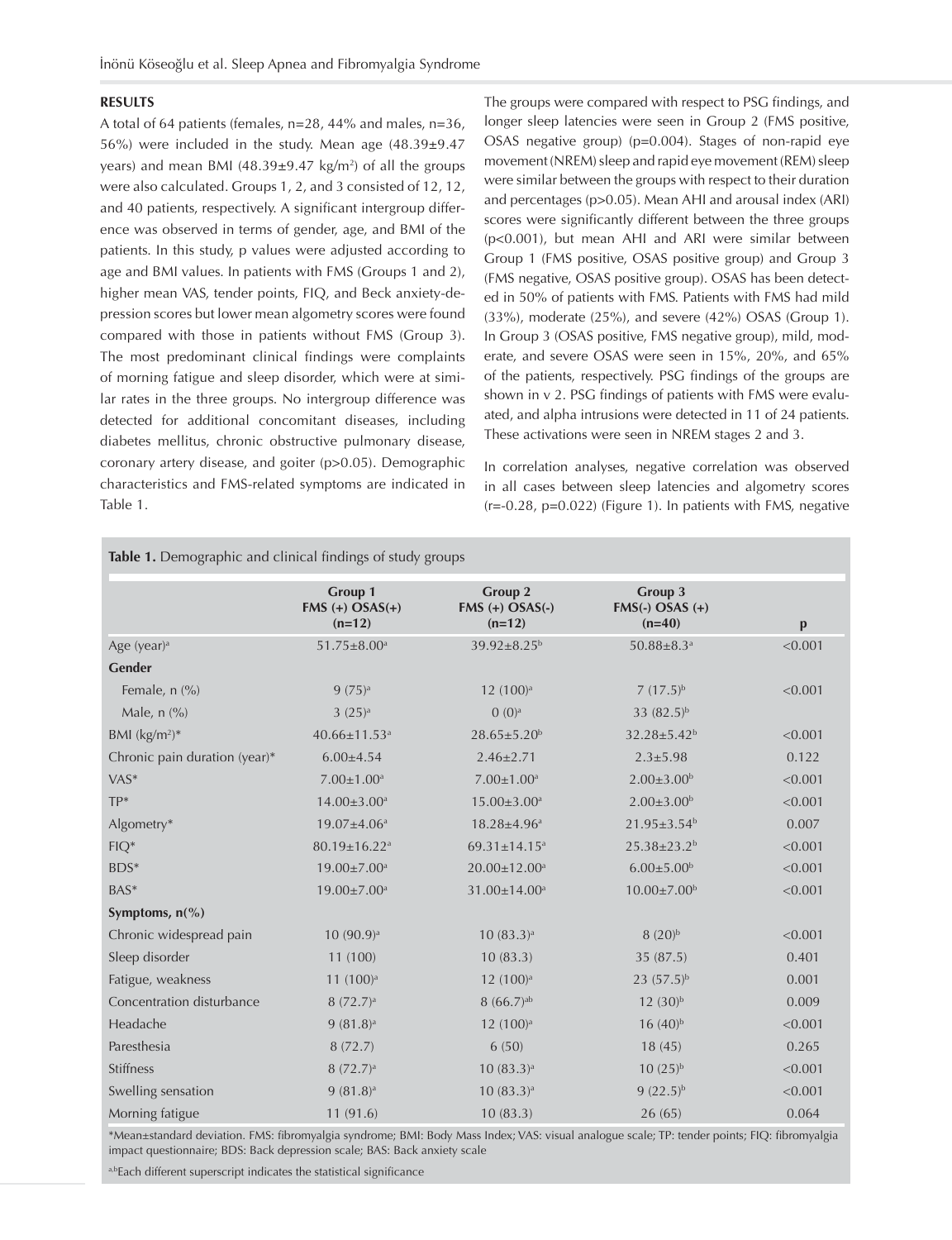## RESULTS

A total of 64 patients (females, n=28, 44% and males, n=36, 56%) were included in the study. Mean age (48.39±9.47 years) and mean BMI (48.39±9.47 kg/m$^2$) of all the groups were also calculated. Groups 1, 2, and 3 consisted of 12, 12, and 40 patients, respectively. A significant intergroup difference was observed in terms of gender, age, and BMI of the patients. In this study, p values were adjusted according to age and BMI values. In patients with FMS (Groups 1 and 2), higher mean VAS, tender points, FIQ, and Beck anxiety-depression scores but lower mean algometry scores were found compared with those in patients without FMS (Group 3). The most predominant clinical findings were complaints of morning fatigue and sleep disorder, which were at similar rates in the three groups. No intergroup difference was detected for additional concomitant diseases, including diabetes mellitus, chronic obstructive pulmonary disease, coronary artery disease, and goiter (p>0.05). Demographic characteristics and FMS-related symptoms are indicated in Table 1.

The groups were compared with respect to PSG findings, and longer sleep latencies were seen in Group 2 (FMS positive, OSAS negative group) (p=0.004). Stages of non-rapid eye movement (NREM) sleep and rapid eye movement (REM) sleep were similar between the groups with respect to their duration and percentages (p>0.05). Mean AHI and arousal index (ARI) scores were significantly different between the three groups (p<0.001), but mean AHI and ARI were similar between Group 1 (FMS positive, OSAS positive group) and Group 3 (FMS negative, OSAS positive group). OSAS has been detected in 50% of patients with FMS. Patients with FMS had mild (33%), moderate (25%), and severe (42%) OSAS (Group 1). In Group 3 (OSAS positive, FMS negative group), mild, moderate, and severe OSAS were seen in 15%, 20%, and 65% of the patients, respectively. PSG findings of the groups are shown in v 2. PSG findings of patients with FMS were evaluated, and alpha intrusions were detected in 11 of 24 patients. These activations were seen in NREM stages 2 and 3.

In correlation analyses, negative correlation was observed in all cases between sleep latencies and algometry scores (r=-0.28, p=0.022) (Figure 1). In patients with FMS, negative

**Table 1.** Demographic and clinical findings of study groups

| | Group 1 FMS (+) OSAS(+) (n=12) | Group 2 FMS (+) OSAS(-) (n=12) | Group 3 FMS(-) OSAS (+) (n=40) | p |
|---|---|---|---|---|
| Age (year)[a] | 51.75±8.00[a] | 39.92±8.25[b] | 50.88±8.3[a] | <0.001 |
| **Gender** | | | | |
| Female, n (%) | 9 (75)[a] | 12 (100)[a] | 7 (17.5)[b] | <0.001 |
| Male, n (%) | 3 (25)[a] | 0 (0)[a] | 33 (82.5)[b] | |
| BMI (kg/m$^2$)* | 40.66±11.53[a] | 28.65±5.20[b] | 32.28±5.42[b] | <0.001 |
| Chronic pain duration (year)* | 6.00±4.54 | 2.46±2.71 | 2.3±5.98 | 0.122 |
| VAS* | 7.00±1.00[a] | 7.00±1.00[a] | 2.00±3.00[b] | <0.001 |
| TP* | 14.00±3.00[a] | 15.00±3.00[a] | 2.00±3.00[b] | <0.001 |
| Algometry* | 19.07±4.06[a] | 18.28±4.96[a] | 21.95±3.54[b] | 0.007 |
| FIQ* | 80.19±16.22[a] | 69.31±14.15[a] | 25.38±23.2[b] | <0.001 |
| BDS* | 19.00±7.00[a] | 20.00±12.00[a] | 6.00±5.00[b] | <0.001 |
| BAS* | 19.00±7.00[a] | 31.00±14.00[a] | 10.00±7.00[b] | <0.001 |
| **Symptoms, n(%)** | | | | |
| Chronic widespread pain | 10 (90.9)[a] | 10 (83.3)[a] | 8 (20)[b] | <0.001 |
| Sleep disorder | 11 (100) | 10 (83.3) | 35 (87.5) | 0.401 |
| Fatigue, weakness | 11 (100)[a] | 12 (100)[a] | 23 (57.5)[b] | 0.001 |
| Concentration disturbance | 8 (72.7)[a] | 8 (66.7)[ab] | 12 (30)[b] | 0.009 |
| Headache | 9 (81.8)[a] | 12 (100)[a] | 16 (40)[b] | <0.001 |
| Paresthesia | 8 (72.7) | 6 (50) | 18 (45) | 0.265 |
| Stiffness | 8 (72.7)[a] | 10 (83.3)[a] | 10 (25)[b] | <0.001 |
| Swelling sensation | 9 (81.8)[a] | 10 (83.3)[a] | 9 (22.5)[b] | <0.001 |
| Morning fatigue | 11 (91.6) | 10 (83.3) | 26 (65) | 0.064 |

*Mean±standard deviation. FMS: fibromyalgia syndrome; BMI: Body Mass Index; VAS: visual analogue scale; TP: tender points; FIQ: fibromyalgia impact questionnaire; BDS: Back depression scale; BAS: Back anxiety scale

[a,b]Each different superscript indicates the statistical significance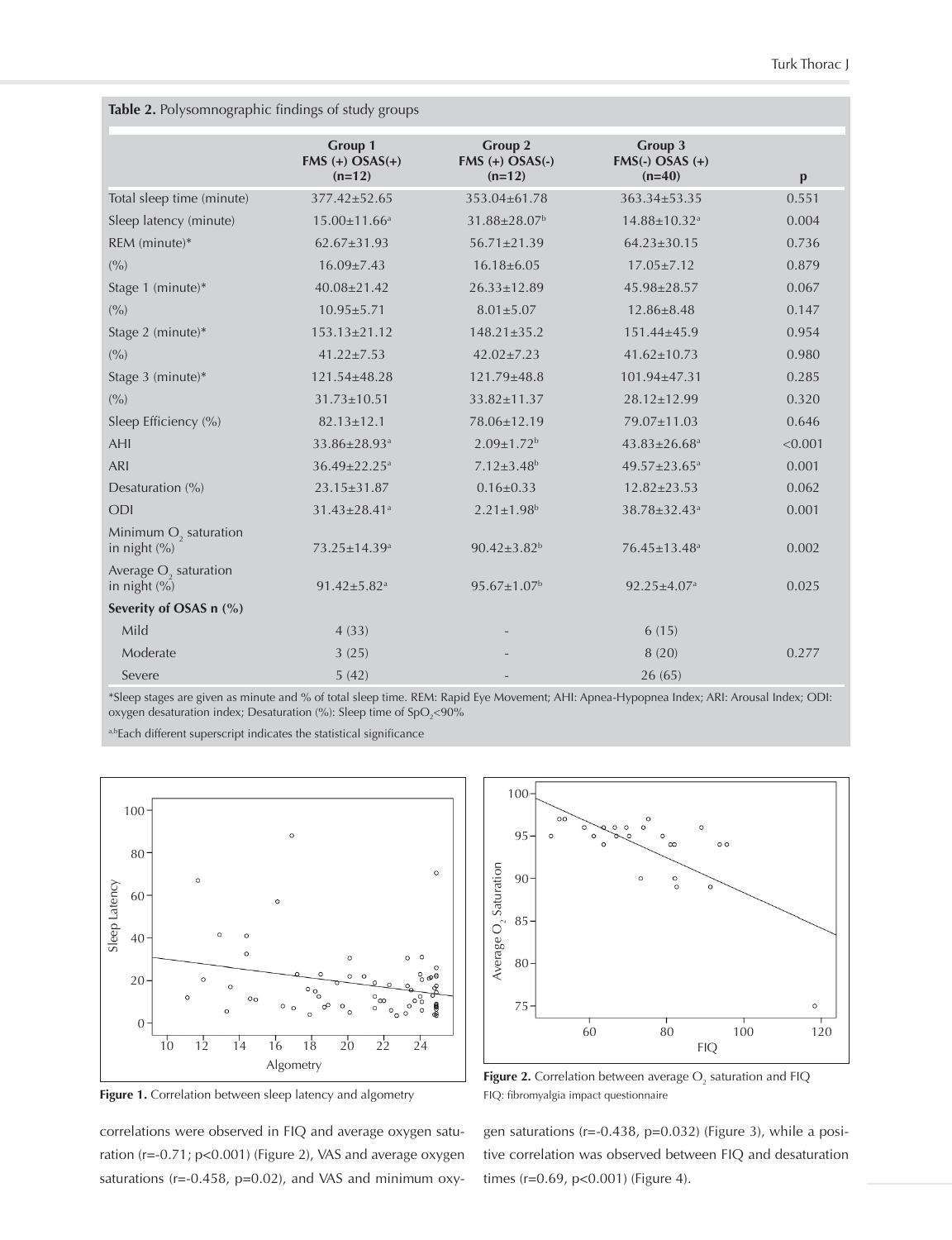**Table 2.** Polysomnographic findings of study groups

| | Group 1 FMS (+) OSAS(+) (n=12) | Group 2 FMS (+) OSAS(-) (n=12) | Group 3 FMS(-) OSAS (+) (n=40) | p |
|---|---|---|---|---|
| Total sleep time (minute) | 377.42±52.65 | 353.04±61.78 | 363.34±53.35 | 0.551 |
| Sleep latency (minute) | 15.00±11.66[a] | 31.88±28.07[b] | 14.88±10.32[a] | 0.004 |
| REM (minute)* | 62.67±31.93 | 56.71±21.39 | 64.23±30.15 | 0.736 |
| (%) | 16.09±7.43 | 16.18±6.05 | 17.05±7.12 | 0.879 |
| Stage 1 (minute)* | 40.08±21.42 | 26.33±12.89 | 45.98±28.57 | 0.067 |
| (%) | 10.95±5.71 | 8.01±5.07 | 12.86±8.48 | 0.147 |
| Stage 2 (minute)* | 153.13±21.12 | 148.21±35.2 | 151.44±45.9 | 0.954 |
| (%) | 41.22±7.53 | 42.02±7.23 | 41.62±10.73 | 0.980 |
| Stage 3 (minute)* | 121.54±48.28 | 121.79±48.8 | 101.94±47.31 | 0.285 |
| (%) | 31.73±10.51 | 33.82±11.37 | 28.12±12.99 | 0.320 |
| Sleep Efficiency (%) | 82.13±12.1 | 78.06±12.19 | 79.07±11.03 | 0.646 |
| AHI | 33.86±28.93[a] | 2.09±1.72[b] | 43.83±26.68[a] | <0.001 |
| ARI | 36.49±22.25[a] | 7.12±3.48[b] | 49.57±23.65[a] | 0.001 |
| Desaturation (%) | 23.15±31.87 | 0.16±0.33 | 12.82±23.53 | 0.062 |
| ODI | 31.43±28.41[a] | 2.21±1.98[b] | 38.78±32.43[a] | 0.001 |
| Minimum $O_2$ saturation in night (%) | 73.25±14.39[a] | 90.42±3.82[b] | 76.45±13.48[a] | 0.002 |
| Average $O_2$ saturation in night (%) | 91.42±5.82[a] | 95.67±1.07[b] | 92.25±4.07[a] | 0.025 |
| **Severity of OSAS n (%)** | | | | |
| Mild | 4 (33) | - | 6 (15) | |
| Moderate | 3 (25) | - | 8 (20) | 0.277 |
| Severe | 5 (42) | - | 26 (65) | |

*Sleep stages are given as minute and % of total sleep time. REM: Rapid Eye Movement; AHI: Apnea-Hypopnea Index; ARI: Arousal Index; ODI: oxygen desaturation index; Desaturation (%): Sleep time of $SpO_2$<90%

[a,b]Each different superscript indicates the statistical significance

**Figure 1.** Correlation between sleep latency and algometry

**Figure 2.** Correlation between average $O_2$ saturation and FIQ
FIQ: fibromyalgia impact questionnaire

correlations were observed in FIQ and average oxygen saturation (r=-0.71; p<0.001) (Figure 2), VAS and average oxygen saturations (r=-0.458, p=0.02), and VAS and minimum oxygen saturations (r=-0.438, p=0.032) (Figure 3), while a positive correlation was observed between FIQ and desaturation times (r=0.69, p<0.001) (Figure 4).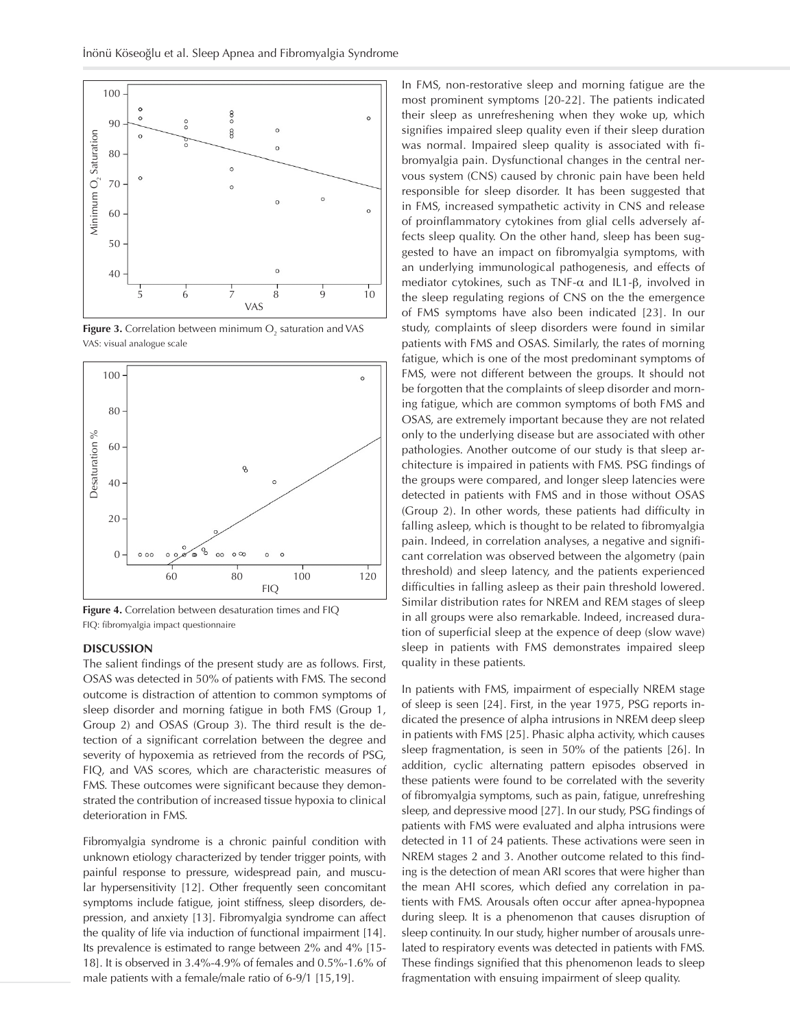**Figure 3.** Correlation between minimum $O_2$ saturation and VAS
VAS: visual analogue scale

**Figure 4.** Correlation between desaturation times and FIQ
FIQ: fibromyalgia impact questionnaire

## DISCUSSION

The salient findings of the present study are as follows. First, OSAS was detected in 50% of patients with FMS. The second outcome is distraction of attention to common symptoms of sleep disorder and morning fatigue in both FMS (Group 1, Group 2) and OSAS (Group 3). The third result is the detection of a significant correlation between the degree and severity of hypoxemia as retrieved from the records of PSG, FIQ, and VAS scores, which are characteristic measures of FMS. These outcomes were significant because they demonstrated the contribution of increased tissue hypoxia to clinical deterioration in FMS.

Fibromyalgia syndrome is a chronic painful condition with unknown etiology characterized by tender trigger points, with painful response to pressure, widespread pain, and muscular hypersensitivity [12]. Other frequently seen concomitant symptoms include fatigue, joint stiffness, sleep disorders, depression, and anxiety [13]. Fibromyalgia syndrome can affect the quality of life via induction of functional impairment [14]. Its prevalence is estimated to range between 2% and 4% [15-18]. It is observed in 3.4%-4.9% of females and 0.5%-1.6% of male patients with a female/male ratio of 6-9/1 [15,19].

In FMS, non-restorative sleep and morning fatigue are the most prominent symptoms [20-22]. The patients indicated their sleep as unrefreshening when they woke up, which signifies impaired sleep quality even if their sleep duration was normal. Impaired sleep quality is associated with fibromyalgia pain. Dysfunctional changes in the central nervous system (CNS) caused by chronic pain have been held responsible for sleep disorder. It has been suggested that in FMS, increased sympathetic activity in CNS and release of proinflammatory cytokines from glial cells adversely affects sleep quality. On the other hand, sleep has been suggested to have an impact on fibromyalgia symptoms, with an underlying immunological pathogenesis, and effects of mediator cytokines, such as TNF-$\alpha$ and IL1-$\beta$, involved in the sleep regulating regions of CNS on the the emergence of FMS symptoms have also been indicated [23]. In our study, complaints of sleep disorders were found in similar patients with FMS and OSAS. Similarly, the rates of morning fatigue, which is one of the most predominant symptoms of FMS, were not different between the groups. It should not be forgotten that the complaints of sleep disorder and morning fatigue, which are common symptoms of both FMS and OSAS, are extremely important because they are not related only to the underlying disease but are associated with other pathologies. Another outcome of our study is that sleep architecture is impaired in patients with FMS. PSG findings of the groups were compared, and longer sleep latencies were detected in patients with FMS and in those without OSAS (Group 2). In other words, these patients had difficulty in falling asleep, which is thought to be related to fibromyalgia pain. Indeed, in correlation analyses, a negative and significant correlation was observed between the algometry (pain threshold) and sleep latency, and the patients experienced difficulties in falling asleep as their pain threshold lowered. Similar distribution rates for NREM and REM stages of sleep in all groups were also remarkable. Indeed, increased duration of superficial sleep at the expence of deep (slow wave) sleep in patients with FMS demonstrates impaired sleep quality in these patients.

In patients with FMS, impairment of especially NREM stage of sleep is seen [24]. First, in the year 1975, PSG reports indicated the presence of alpha intrusions in NREM deep sleep in patients with FMS [25]. Phasic alpha activity, which causes sleep fragmentation, is seen in 50% of the patients [26]. In addition, cyclic alternating pattern episodes observed in these patients were found to be correlated with the severity of fibromyalgia symptoms, such as pain, fatigue, unrefreshing sleep, and depressive mood [27]. In our study, PSG findings of patients with FMS were evaluated and alpha intrusions were detected in 11 of 24 patients. These activations were seen in NREM stages 2 and 3. Another outcome related to this finding is the detection of mean ARI scores that were higher than the mean AHI scores, which defied any correlation in patients with FMS. Arousals often occur after apnea-hypopnea during sleep. It is a phenomenon that causes disruption of sleep continuity. In our study, higher number of arousals unrelated to respiratory events was detected in patients with FMS. These findings signified that this phenomenon leads to sleep fragmentation with ensuing impairment of sleep quality.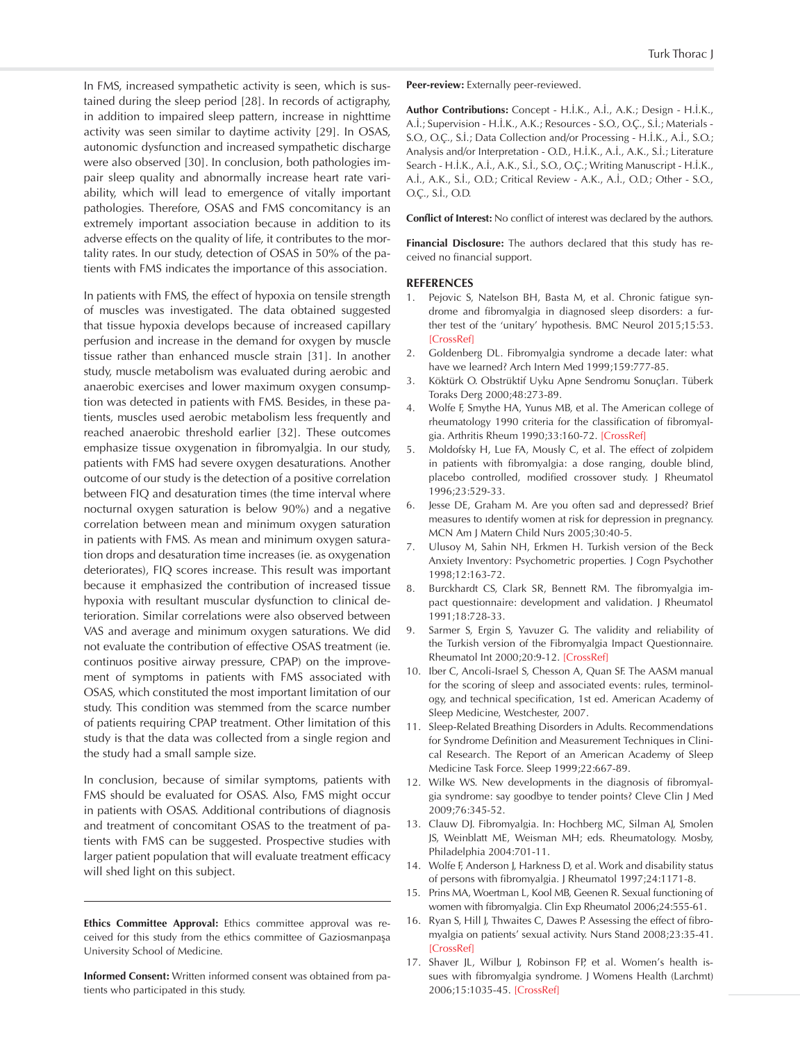In FMS, increased sympathetic activity is seen, which is sustained during the sleep period [28]. In records of actigraphy, in addition to impaired sleep pattern, increase in nighttime activity was seen similar to daytime activity [29]. In OSAS, autonomic dysfunction and increased sympathetic discharge were also observed [30]. In conclusion, both pathologies impair sleep quality and abnormally increase heart rate variability, which will lead to emergence of vitally important pathologies. Therefore, OSAS and FMS concomitancy is an extremely important association because in addition to its adverse effects on the quality of life, it contributes to the mortality rates. In our study, detection of OSAS in 50% of the patients with FMS indicates the importance of this association.

In patients with FMS, the effect of hypoxia on tensile strength of muscles was investigated. The data obtained suggested that tissue hypoxia develops because of increased capillary perfusion and increase in the demand for oxygen by muscle tissue rather than enhanced muscle strain [31]. In another study, muscle metabolism was evaluated during aerobic and anaerobic exercises and lower maximum oxygen consumption was detected in patients with FMS. Besides, in these patients, muscles used aerobic metabolism less frequently and reached anaerobic threshold earlier [32]. These outcomes emphasize tissue oxygenation in fibromyalgia. In our study, patients with FMS had severe oxygen desaturations. Another outcome of our study is the detection of a positive correlation between FIQ and desaturation times (the time interval where nocturnal oxygen saturation is below 90%) and a negative correlation between mean and minimum oxygen saturation in patients with FMS. As mean and minimum oxygen saturation drops and desaturation time increases (ie. as oxygenation deteriorates), FIQ scores increase. This result was important because it emphasized the contribution of increased tissue hypoxia with resultant muscular dysfunction to clinical deterioration. Similar correlations were also observed between VAS and average and minimum oxygen saturations. We did not evaluate the contribution of effective OSAS treatment (ie. continuos positive airway pressure, CPAP) on the improvement of symptoms in patients with FMS associated with OSAS, which constituted the most important limitation of our study. This condition was stemmed from the scarce number of patients requiring CPAP treatment. Other limitation of this study is that the data was collected from a single region and the study had a small sample size.

In conclusion, because of similar symptoms, patients with FMS should be evaluated for OSAS. Also, FMS might occur in patients with OSAS. Additional contributions of diagnosis and treatment of concomitant OSAS to the treatment of patients with FMS can be suggested. Prospective studies with larger patient population that will evaluate treatment efficacy will shed light on this subject.

---

**Ethics Committee Approval:** Ethics committee approval was received for this study from the ethics committee of Gaziosmanpaşa University School of Medicine.

**Informed Consent:** Written informed consent was obtained from patients who participated in this study.

**Peer-review:** Externally peer-reviewed.

**Author Contributions:** Concept - H.İ.K., A.İ., A.K.; Design - H.İ.K., A.İ.; Supervision - H.İ.K., A.K.; Resources - S.O., O.Ç., S.İ.; Materials - S.O., O.Ç., S.İ.; Data Collection and/or Processing - H.İ.K., A.İ., S.O.; Analysis and/or Interpretation - O.D., H.İ.K., A.İ., A.K., S.İ.; Literature Search - H.İ.K., A.İ., A.K., S.İ., S.O., O.Ç.; Writing Manuscript - H.İ.K., A.İ., A.K., S.İ., O.D.; Critical Review - A.K., A.İ., O.D.; Other - S.O., O.Ç., S.İ., O.D.

**Conflict of Interest:** No conflict of interest was declared by the authors.

**Financial Disclosure:** The authors declared that this study has received no financial support.

## REFERENCES

1. Pejovic S, Natelson BH, Basta M, et al. Chronic fatigue syndrome and fibromyalgia in diagnosed sleep disorders: a further test of the 'unitary' hypothesis. BMC Neurol 2015;15:53. [CrossRef]
2. Goldenberg DL. Fibromyalgia syndrome a decade later: what have we learned? Arch Intern Med 1999;159:777-85.
3. Köktürk O. Obstrüktif Uyku Apne Sendromu Sonuçları. Tüberk Toraks Derg 2000;48:273-89.
4. Wolfe F, Smythe HA, Yunus MB, et al. The American college of rheumatology 1990 criteria for the classification of fibromyalgia. Arthritis Rheum 1990;33:160-72. [CrossRef]
5. Moldofsky H, Lue FA, Mously C, et al. The effect of zolpidem in patients with fibromyalgia: a dose ranging, double blind, placebo controlled, modified crossover study. J Rheumatol 1996;23:529-33.
6. Jesse DE, Graham M. Are you often sad and depressed? Brief measures to identify women at risk for depression in pregnancy. MCN Am J Matern Child Nurs 2005;30:40-5.
7. Ulusoy M, Sahin NH, Erkmen H. Turkish version of the Beck Anxiety Inventory: Psychometric properties. J Cogn Psychother 1998;12:163-72.
8. Burckhardt CS, Clark SR, Bennett RM. The fibromyalgia impact questionnaire: development and validation. J Rheumatol 1991;18:728-33.
9. Sarmer S, Ergin S, Yavuzer G. The validity and reliability of the Turkish version of the Fibromyalgia Impact Questionnaire. Rheumatol Int 2000;20:9-12. [CrossRef]
10. Iber C, Ancoli-Israel S, Chesson A, Quan SF. The AASM manual for the scoring of sleep and associated events: rules, terminology, and technical specification, 1st ed. American Academy of Sleep Medicine, Westchester, 2007.
11. Sleep-Related Breathing Disorders in Adults. Recommendations for Syndrome Definition and Measurement Techniques in Clinical Research. The Report of an American Academy of Sleep Medicine Task Force. Sleep 1999;22:667-89.
12. Wilke WS. New developments in the diagnosis of fibromyalgia syndrome: say goodbye to tender points? Cleve Clin J Med 2009;76:345-52.
13. Clauw DJ. Fibromyalgia. In: Hochberg MC, Silman AJ, Smolen JS, Weinblatt ME, Weisman MH; eds. Rheumatology. Mosby, Philadelphia 2004:701-11.
14. Wolfe F, Anderson J, Harkness D, et al. Work and disability status of persons with fibromyalgia. J Rheumatol 1997;24:1171-8.
15. Prins MA, Woertman L, Kool MB, Geenen R. Sexual functioning of women with fibromyalgia. Clin Exp Rheumatol 2006;24:555-61.
16. Ryan S, Hill J, Thwaites C, Dawes P. Assessing the effect of fibromyalgia on patients' sexual activity. Nurs Stand 2008;23:35-41. [CrossRef]
17. Shaver JL, Wilbur J, Robinson FP, et al. Women's health issues with fibromyalgia syndrome. J Womens Health (Larchmt) 2006;15:1035-45. [CrossRef]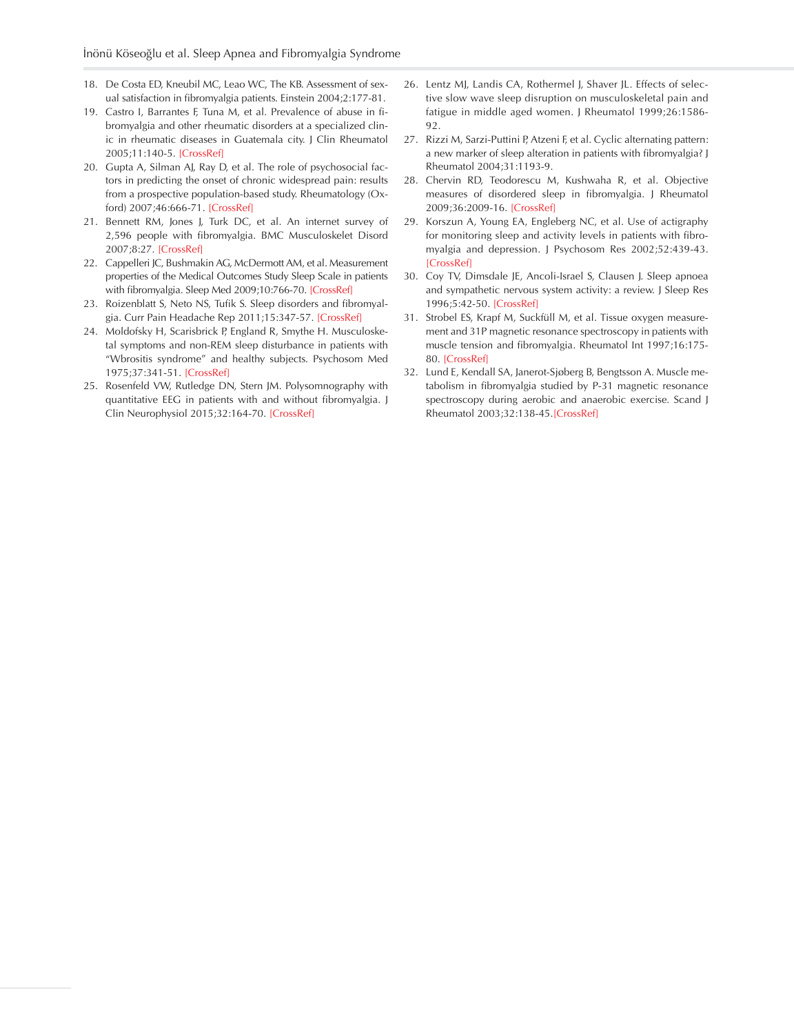18. De Costa ED, Kneubil MC, Leao WC, The KB. Assessment of sexual satisfaction in fibromyalgia patients. Einstein 2004;2:177-81.
19. Castro I, Barrantes F, Tuna M, et al. Prevalence of abuse in fibromyalgia and other rheumatic disorders at a specialized clinic in rheumatic diseases in Guatemala city. J Clin Rheumatol 2005;11:140-5. [CrossRef]
20. Gupta A, Silman AJ, Ray D, et al. The role of psychosocial factors in predicting the onset of chronic widespread pain: results from a prospective population-based study. Rheumatology (Oxford) 2007;46:666-71. [CrossRef]
21. Bennett RM, Jones J, Turk DC, et al. An internet survey of 2,596 people with fibromyalgia. BMC Musculoskelet Disord 2007;8:27. [CrossRef]
22. Cappelleri JC, Bushmakin AG, McDermott AM, et al. Measurement properties of the Medical Outcomes Study Sleep Scale in patients with fibromyalgia. Sleep Med 2009;10:766-70. [CrossRef]
23. Roizenblatt S, Neto NS, Tufik S. Sleep disorders and fibromyalgia. Curr Pain Headache Rep 2011;15:347-57. [CrossRef]
24. Moldofsky H, Scarisbrick P, England R, Smythe H. Musculoskeltal symptoms and non-REM sleep disturbance in patients with "Wbrositis syndrome" and healthy subjects. Psychosom Med 1975;37:341-51. [CrossRef]
25. Rosenfeld VW, Rutledge DN, Stern JM. Polysomnography with quantitative EEG in patients with and without fibromyalgia. J Clin Neurophysiol 2015;32:164-70. [CrossRef]
26. Lentz MJ, Landis CA, Rothermel J, Shaver JL. Effects of selective slow wave sleep disruption on musculoskeletal pain and fatigue in middle aged women. J Rheumatol 1999;26:1586-92.
27. Rizzi M, Sarzi-Puttini P, Atzeni F, et al. Cyclic alternating pattern: a new marker of sleep alteration in patients with fibromyalgia? J Rheumatol 2004;31:1193-9.
28. Chervin RD, Teodorescu M, Kushwaha R, et al. Objective measures of disordered sleep in fibromyalgia. J Rheumatol 2009;36:2009-16. [CrossRef]
29. Korszun A, Young EA, Engleberg NC, et al. Use of actigraphy for monitoring sleep and activity levels in patients with fibromyalgia and depression. J Psychosom Res 2002;52:439-43. [CrossRef]
30. Coy TV, Dimsdale JE, Ancoli-Israel S, Clausen J. Sleep apnoea and sympathetic nervous system activity: a review. J Sleep Res 1996;5:42-50. [CrossRef]
31. Strobel ES, Krapf M, Suckfüll M, et al. Tissue oxygen measurement and 31P magnetic resonance spectroscopy in patients with muscle tension and fibromyalgia. Rheumatol Int 1997;16:175-80. [CrossRef]
32. Lund E, Kendall SA, Janerot-Sjøberg B, Bengtsson A. Muscle metabolism in fibromyalgia studied by P-31 magnetic resonance spectroscopy during aerobic and anaerobic exercise. Scand J Rheumatol 2003;32:138-45.[CrossRef]